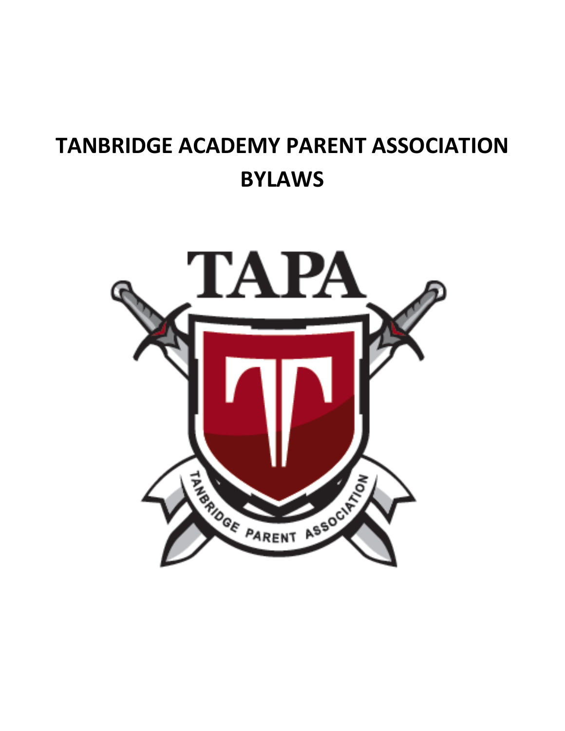# TANBRIDGE ACADEMY PARENT ASSOCIATION BYLAWS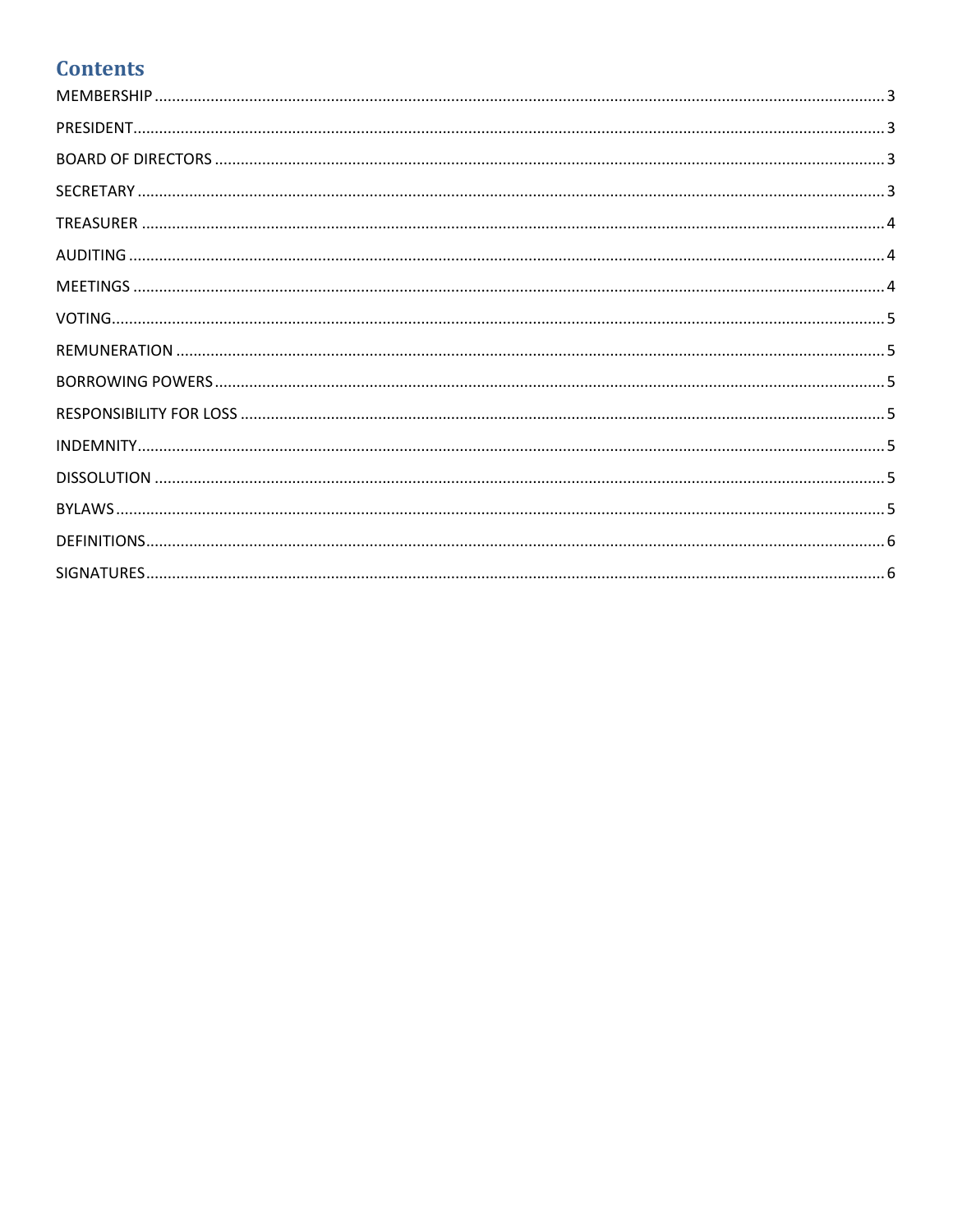# Contents

| | |
|---|---|
| MEMBERSHIP | 3 |
| PRESIDENT | 3 |
| BOARD OF DIRECTORS | 3 |
| SECRETARY | 3 |
| TREASURER | 4 |
| AUDITING | 4 |
| MEETINGS | 4 |
| VOTING | 5 |
| REMUNERATION | 5 |
| BORROWING POWERS | 5 |
| RESPONSIBILITY FOR LOSS | 5 |
| INDEMNITY | 5 |
| DISSOLUTION | 5 |
| BYLAWS | 5 |
| DEFINITIONS | 6 |
| SIGNATURES | 6 |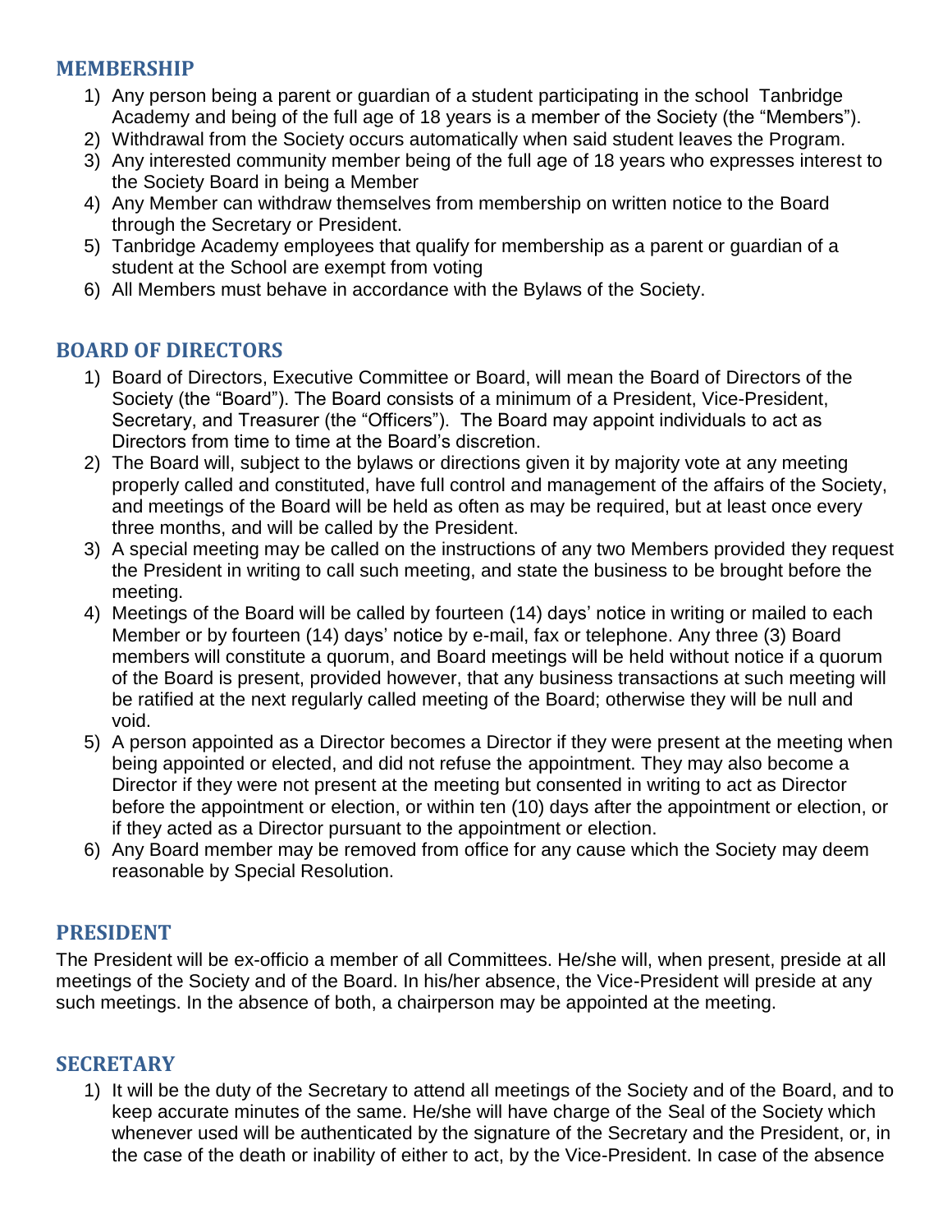## MEMBERSHIP

1) Any person being a parent or guardian of a student participating in the school Tanbridge Academy and being of the full age of 18 years is a member of the Society (the "Members").
2) Withdrawal from the Society occurs automatically when said student leaves the Program.
3) Any interested community member being of the full age of 18 years who expresses interest to the Society Board in being a Member
4) Any Member can withdraw themselves from membership on written notice to the Board through the Secretary or President.
5) Tanbridge Academy employees that qualify for membership as a parent or guardian of a student at the School are exempt from voting
6) All Members must behave in accordance with the Bylaws of the Society.

## BOARD OF DIRECTORS

1) Board of Directors, Executive Committee or Board, will mean the Board of Directors of the Society (the "Board"). The Board consists of a minimum of a President, Vice-President, Secretary, and Treasurer (the "Officers"). The Board may appoint individuals to act as Directors from time to time at the Board's discretion.
2) The Board will, subject to the bylaws or directions given it by majority vote at any meeting properly called and constituted, have full control and management of the affairs of the Society, and meetings of the Board will be held as often as may be required, but at least once every three months, and will be called by the President.
3) A special meeting may be called on the instructions of any two Members provided they request the President in writing to call such meeting, and state the business to be brought before the meeting.
4) Meetings of the Board will be called by fourteen (14) days' notice in writing or mailed to each Member or by fourteen (14) days' notice by e-mail, fax or telephone. Any three (3) Board members will constitute a quorum, and Board meetings will be held without notice if a quorum of the Board is present, provided however, that any business transactions at such meeting will be ratified at the next regularly called meeting of the Board; otherwise they will be null and void.
5) A person appointed as a Director becomes a Director if they were present at the meeting when being appointed or elected, and did not refuse the appointment. They may also become a Director if they were not present at the meeting but consented in writing to act as Director before the appointment or election, or within ten (10) days after the appointment or election, or if they acted as a Director pursuant to the appointment or election.
6) Any Board member may be removed from office for any cause which the Society may deem reasonable by Special Resolution.

## PRESIDENT

The President will be ex-officio a member of all Committees. He/she will, when present, preside at all meetings of the Society and of the Board. In his/her absence, the Vice-President will preside at any such meetings. In the absence of both, a chairperson may be appointed at the meeting.

## SECRETARY

1) It will be the duty of the Secretary to attend all meetings of the Society and of the Board, and to keep accurate minutes of the same. He/she will have charge of the Seal of the Society which whenever used will be authenticated by the signature of the Secretary and the President, or, in the case of the death or inability of either to act, by the Vice-President. In case of the absence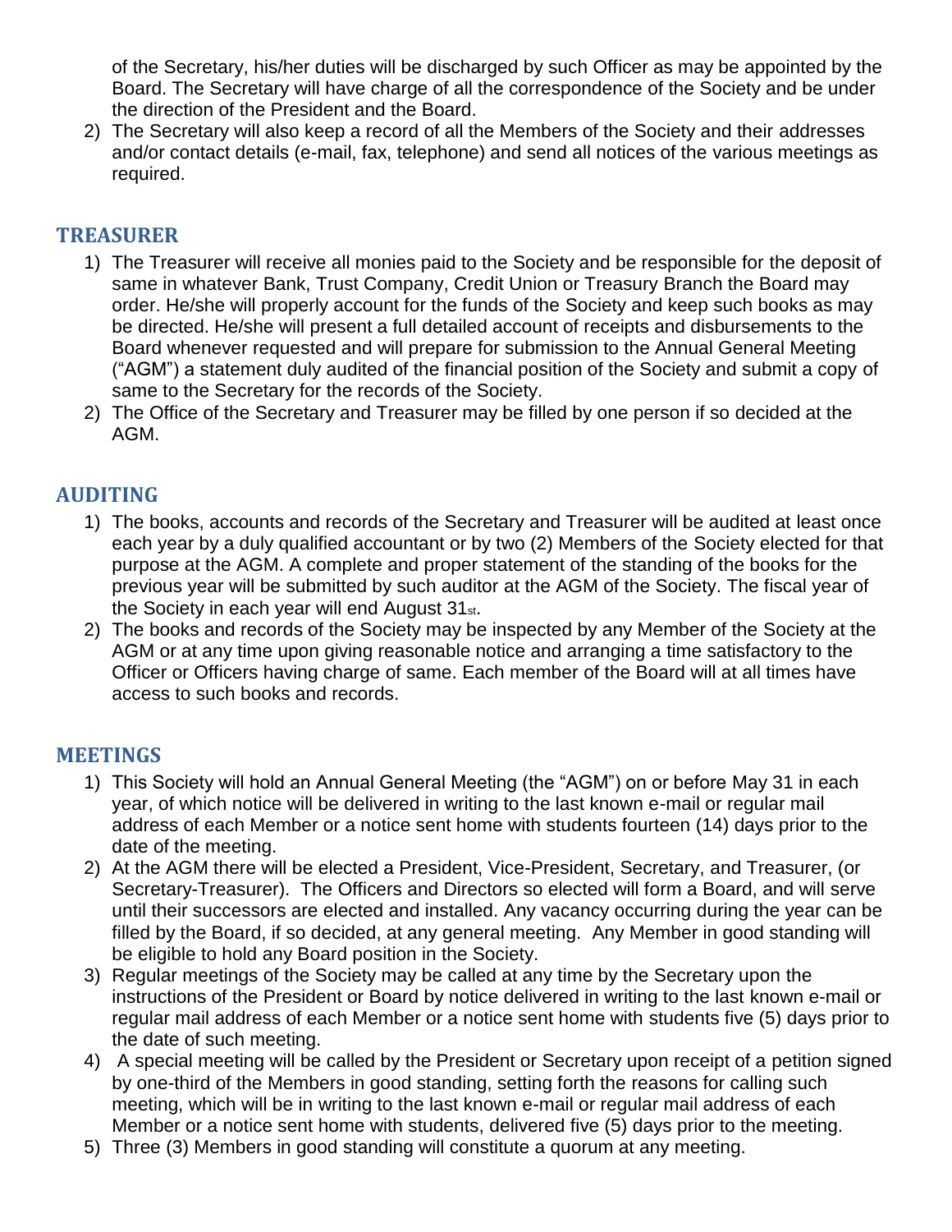of the Secretary, his/her duties will be discharged by such Officer as may be appointed by the Board. The Secretary will have charge of all the correspondence of the Society and be under the direction of the President and the Board.

2) The Secretary will also keep a record of all the Members of the Society and their addresses and/or contact details (e-mail, fax, telephone) and send all notices of the various meetings as required.

## TREASURER

1) The Treasurer will receive all monies paid to the Society and be responsible for the deposit of same in whatever Bank, Trust Company, Credit Union or Treasury Branch the Board may order. He/she will properly account for the funds of the Society and keep such books as may be directed. He/she will present a full detailed account of receipts and disbursements to the Board whenever requested and will prepare for submission to the Annual General Meeting ("AGM") a statement duly audited of the financial position of the Society and submit a copy of same to the Secretary for the records of the Society.
2) The Office of the Secretary and Treasurer may be filled by one person if so decided at the AGM.

## AUDITING

1) The books, accounts and records of the Secretary and Treasurer will be audited at least once each year by a duly qualified accountant or by two (2) Members of the Society elected for that purpose at the AGM. A complete and proper statement of the standing of the books for the previous year will be submitted by such auditor at the AGM of the Society. The fiscal year of the Society in each year will end August 31st.
2) The books and records of the Society may be inspected by any Member of the Society at the AGM or at any time upon giving reasonable notice and arranging a time satisfactory to the Officer or Officers having charge of same. Each member of the Board will at all times have access to such books and records.

## MEETINGS

1) This Society will hold an Annual General Meeting (the "AGM") on or before May 31 in each year, of which notice will be delivered in writing to the last known e-mail or regular mail address of each Member or a notice sent home with students fourteen (14) days prior to the date of the meeting.
2) At the AGM there will be elected a President, Vice-President, Secretary, and Treasurer, (or Secretary-Treasurer). The Officers and Directors so elected will form a Board, and will serve until their successors are elected and installed. Any vacancy occurring during the year can be filled by the Board, if so decided, at any general meeting. Any Member in good standing will be eligible to hold any Board position in the Society.
3) Regular meetings of the Society may be called at any time by the Secretary upon the instructions of the President or Board by notice delivered in writing to the last known e-mail or regular mail address of each Member or a notice sent home with students five (5) days prior to the date of such meeting.
4) A special meeting will be called by the President or Secretary upon receipt of a petition signed by one-third of the Members in good standing, setting forth the reasons for calling such meeting, which will be in writing to the last known e-mail or regular mail address of each Member or a notice sent home with students, delivered five (5) days prior to the meeting.
5) Three (3) Members in good standing will constitute a quorum at any meeting.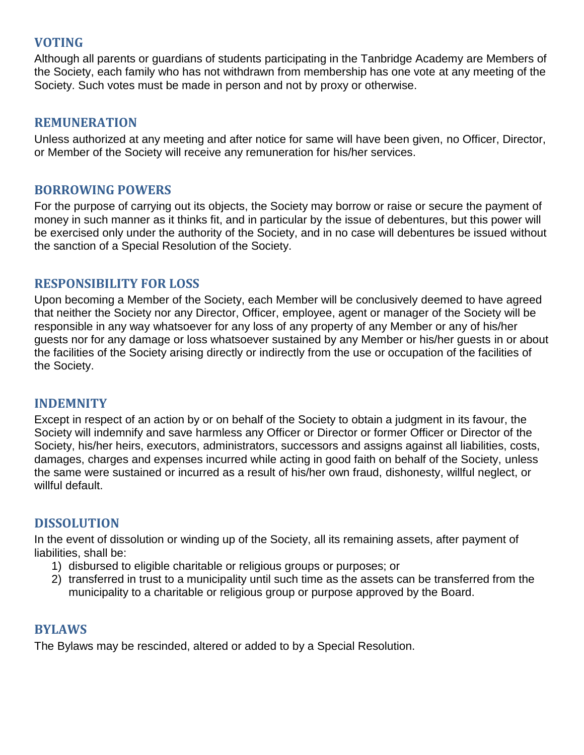## VOTING

Although all parents or guardians of students participating in the Tanbridge Academy are Members of the Society, each family who has not withdrawn from membership has one vote at any meeting of the Society. Such votes must be made in person and not by proxy or otherwise.

## REMUNERATION

Unless authorized at any meeting and after notice for same will have been given, no Officer, Director, or Member of the Society will receive any remuneration for his/her services.

## BORROWING POWERS

For the purpose of carrying out its objects, the Society may borrow or raise or secure the payment of money in such manner as it thinks fit, and in particular by the issue of debentures, but this power will be exercised only under the authority of the Society, and in no case will debentures be issued without the sanction of a Special Resolution of the Society.

## RESPONSIBILITY FOR LOSS

Upon becoming a Member of the Society, each Member will be conclusively deemed to have agreed that neither the Society nor any Director, Officer, employee, agent or manager of the Society will be responsible in any way whatsoever for any loss of any property of any Member or any of his/her guests nor for any damage or loss whatsoever sustained by any Member or his/her guests in or about the facilities of the Society arising directly or indirectly from the use or occupation of the facilities of the Society.

## INDEMNITY

Except in respect of an action by or on behalf of the Society to obtain a judgment in its favour, the Society will indemnify and save harmless any Officer or Director or former Officer or Director of the Society, his/her heirs, executors, administrators, successors and assigns against all liabilities, costs, damages, charges and expenses incurred while acting in good faith on behalf of the Society, unless the same were sustained or incurred as a result of his/her own fraud, dishonesty, willful neglect, or willful default.

## DISSOLUTION

In the event of dissolution or winding up of the Society, all its remaining assets, after payment of liabilities, shall be:

1) disbursed to eligible charitable or religious groups or purposes; or
2) transferred in trust to a municipality until such time as the assets can be transferred from the municipality to a charitable or religious group or purpose approved by the Board.

## BYLAWS

The Bylaws may be rescinded, altered or added to by a Special Resolution.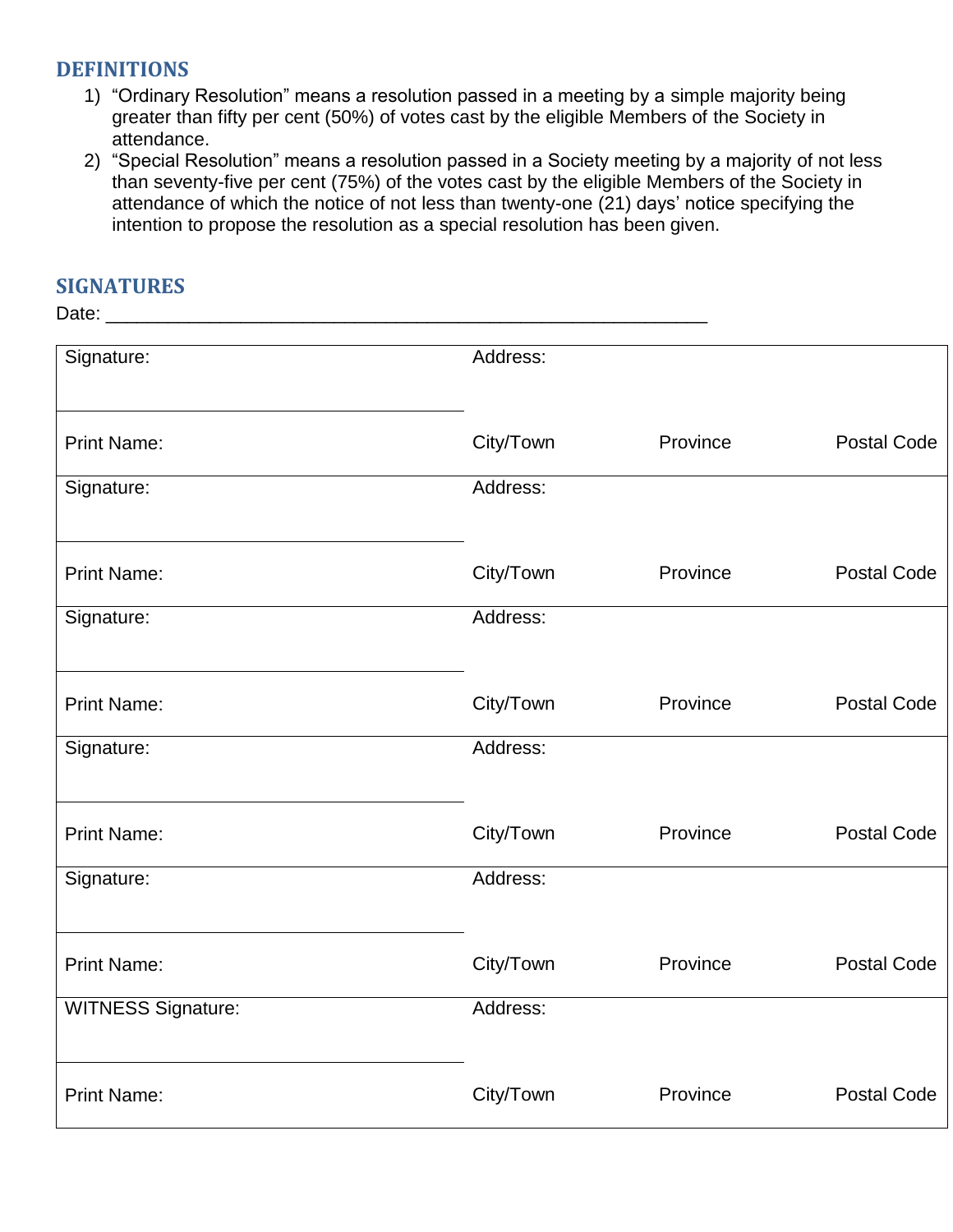## DEFINITIONS

1) "Ordinary Resolution" means a resolution passed in a meeting by a simple majority being greater than fifty per cent (50%) of votes cast by the eligible Members of the Society in attendance.
2) "Special Resolution" means a resolution passed in a Society meeting by a majority of not less than seventy-five per cent (75%) of the votes cast by the eligible Members of the Society in attendance of which the notice of not less than twenty-one (21) days' notice specifying the intention to propose the resolution as a special resolution has been given.

## SIGNATURES

Date: ___________________________________________________________

| | | | |
|---|---|---|---|
| Signature: | Address: | | |
| Print Name: | City/Town | Province | Postal Code |
| Signature: | Address: | | |
| Print Name: | City/Town | Province | Postal Code |
| Signature: | Address: | | |
| Print Name: | City/Town | Province | Postal Code |
| Signature: | Address: | | |
| Print Name: | City/Town | Province | Postal Code |
| Signature: | Address: | | |
| Print Name: | City/Town | Province | Postal Code |
| WITNESS Signature: | Address: | | |
| Print Name: | City/Town | Province | Postal Code |